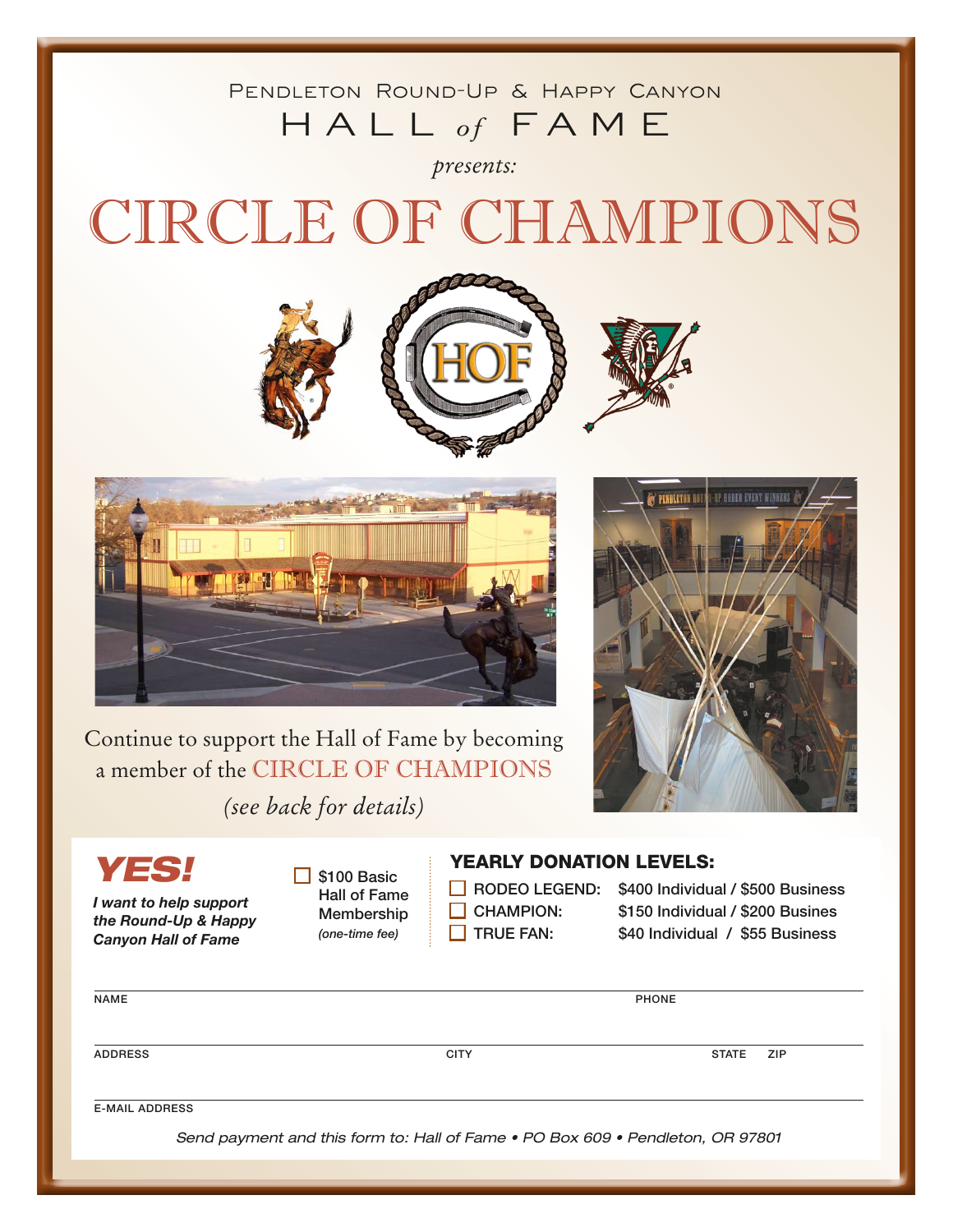Pendleton Round-Up & Happy Canyon

# HALL *of* FAME

*presents:*

# CIRCLE OF CHAMPIONS

Continue to support the Hall of Fame by becoming a member of the CIRCLE OF CHAMPIONS

*(see back for details)*

***YES!***

***I want to help support the Round-Up & Happy Canyon Hall of Fame***

☐ $100 Basic Hall of Fame Membership *(one-time fee)*

**YEARLY DONATION LEVELS:**

| | |
|---|---|
| ☐ RODEO LEGEND: | $400 Individual / $500 Business |
| ☐ CHAMPION: | $150 Individual / $200 Busines |
| ☐ TRUE FAN: | $40 Individual / $55 Business |

NAME ______________________ PHONE ______________________

ADDRESS ______________________ CITY ______________________ STATE ______ ZIP ______

E-MAIL ADDRESS ______________________

*Send payment and this form to: Hall of Fame • PO Box 609 • Pendleton, OR 97801*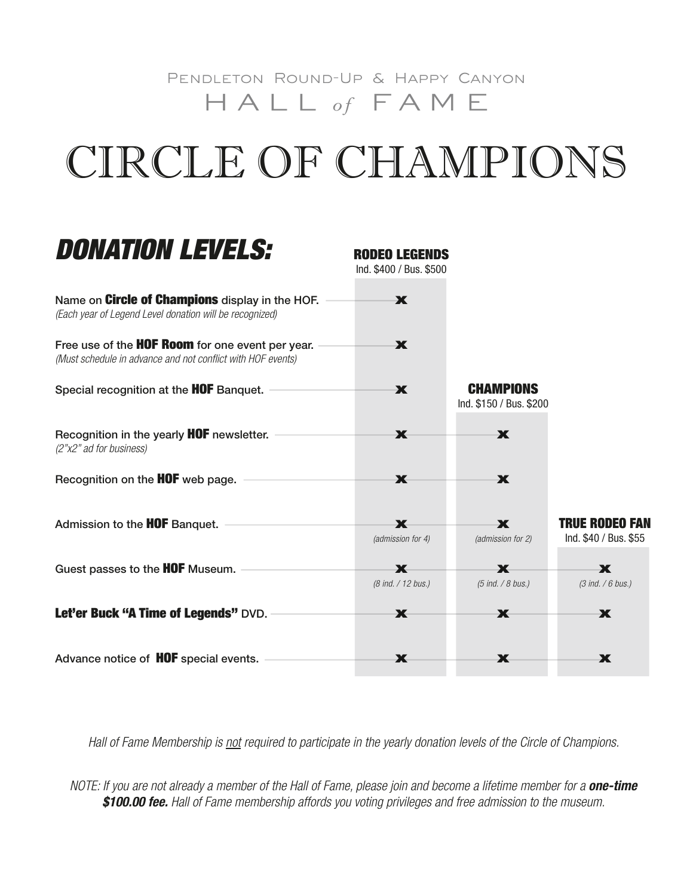Pendleton Round-Up & Happy Canyon

HALL *of* FAME

# CIRCLE OF CHAMPIONS

## *DONATION LEVELS:*

| | **RODEO LEGENDS** Ind. $400 / Bus. $500 | **CHAMPIONS** Ind. $150 / Bus. $200 | **TRUE RODEO FAN** Ind. $40 / Bus. $55 |
|---|---|---|---|
| Name on **Circle of Champions** display in the HOF. *(Each year of Legend Level donation will be recognized)* | x | | |
| Free use of the **HOF Room** for one event per year. *(Must schedule in advance and not conflict with HOF events)* | x | | |
| Special recognition at the **HOF** Banquet. | x | | |
| Recognition in the yearly **HOF** newsletter. *(2"x2" ad for business)* | x | x | |
| Recognition on the **HOF** web page. | x | x | |
| Admission to the **HOF** Banquet. | x *(admission for 4)* | x *(admission for 2)* | |
| Guest passes to the **HOF** Museum. | x *(8 ind. / 12 bus.)* | x *(5 ind. / 8 bus.)* | x *(3 ind. / 6 bus.)* |
| **Let'er Buck "A Time of Legends"** DVD. | x | x | x |
| Advance notice of **HOF** special events. | x | x | x |

*Hall of Fame Membership is not required to participate in the yearly donation levels of the Circle of Champions.*

*NOTE: If you are not already a member of the Hall of Fame, please join and become a lifetime member for a **one-time $100.00 fee.** Hall of Fame membership affords you voting privileges and free admission to the museum.*